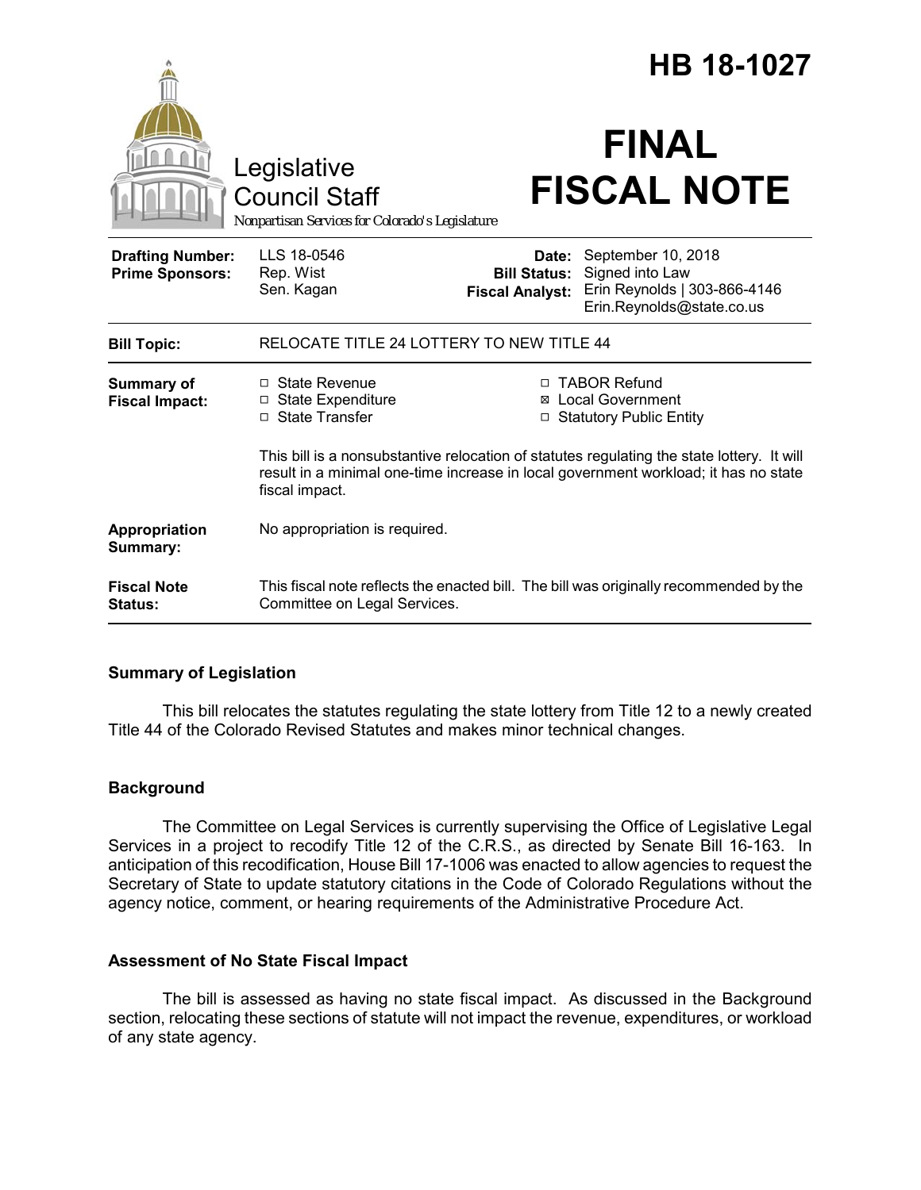# HB 18-1027

Legislative Council Staff

*Nonpartisan Services for Colorado's Legislature*

# FINAL FISCAL NOTE

| | | | |
|---|---|---|---|
| **Drafting Number:** | LLS 18-0546 | **Date:** | September 10, 2018 |
| **Prime Sponsors:** | Rep. Wist<br>Sen. Kagan | **Bill Status:** | Signed into Law |
| | | **Fiscal Analyst:** | Erin Reynolds \| 303-866-4146<br>Erin.Reynolds@state.co.us |

| | |
|---|---|
| **Bill Topic:** | RELOCATE TITLE 24 LOTTERY TO NEW TITLE 44 |
| **Summary of Fiscal Impact:** | ☐ State Revenue ☐ State Expenditure ☐ State Transfer ☐ TABOR Refund ☒ Local Government ☐ Statutory Public Entity<br><br>This bill is a nonsubstantive relocation of statutes regulating the state lottery. It will result in a minimal one-time increase in local government workload; it has no state fiscal impact. |
| **Appropriation Summary:** | No appropriation is required. |
| **Fiscal Note Status:** | This fiscal note reflects the enacted bill. The bill was originally recommended by the Committee on Legal Services. |

## Summary of Legislation

This bill relocates the statutes regulating the state lottery from Title 12 to a newly created Title 44 of the Colorado Revised Statutes and makes minor technical changes.

## Background

The Committee on Legal Services is currently supervising the Office of Legislative Legal Services in a project to recodify Title 12 of the C.R.S., as directed by Senate Bill 16-163. In anticipation of this recodification, House Bill 17-1006 was enacted to allow agencies to request the Secretary of State to update statutory citations in the Code of Colorado Regulations without the agency notice, comment, or hearing requirements of the Administrative Procedure Act.

## Assessment of No State Fiscal Impact

The bill is assessed as having no state fiscal impact. As discussed in the Background section, relocating these sections of statute will not impact the revenue, expenditures, or workload of any state agency.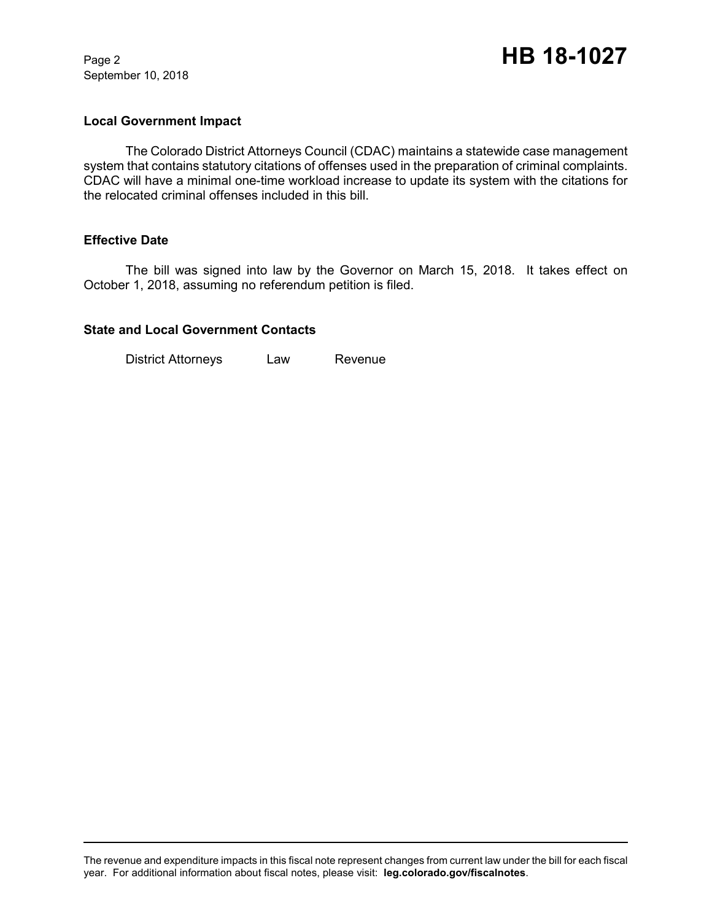### Local Government Impact

The Colorado District Attorneys Council (CDAC) maintains a statewide case management system that contains statutory citations of offenses used in the preparation of criminal complaints. CDAC will have a minimal one-time workload increase to update its system with the citations for the relocated criminal offenses included in this bill.

### Effective Date

The bill was signed into law by the Governor on March 15, 2018. It takes effect on October 1, 2018, assuming no referendum petition is filed.

### State and Local Government Contacts

District Attorneys    Law    Revenue

The revenue and expenditure impacts in this fiscal note represent changes from current law under the bill for each fiscal year. For additional information about fiscal notes, please visit: **leg.colorado.gov/fiscalnotes**.